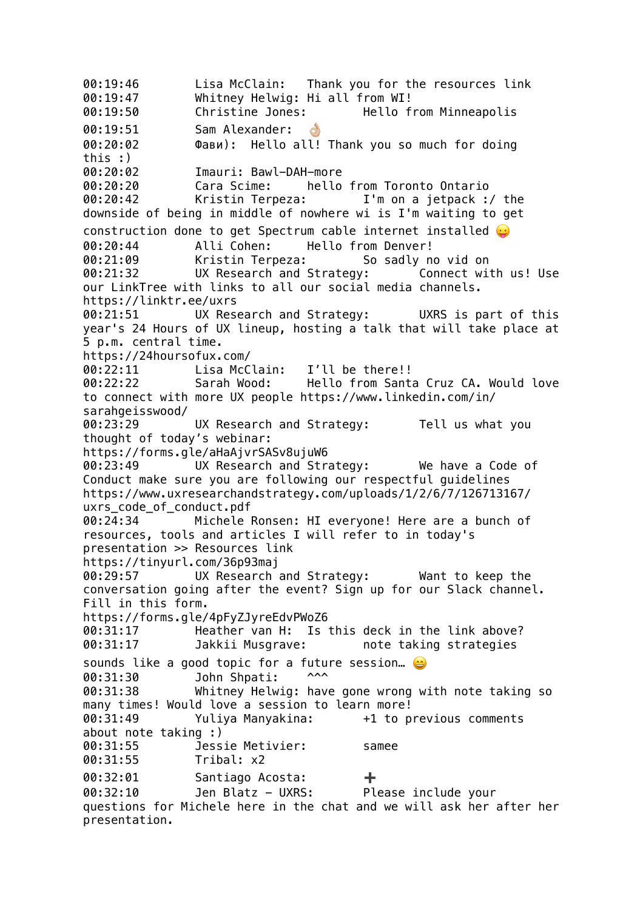00:19:46 Lisa McClain: Thank you for the resources link
00:19:47 Whitney Helwig: Hi all from WI!
00:19:50 Christine Jones: Hello from Minneapolis
00:19:51 Sam Alexander: 👌🏼
00:20:02 Фави): Hello all! Thank you so much for doing this :)
00:20:02 Imauri: Bawl-DAH-more
00:20:20 Cara Scime: hello from Toronto Ontario
00:20:42 Kristin Terpeza: I'm on a jetpack :/ the downside of being in middle of nowhere wi is I'm waiting to get construction done to get Spectrum cable internet installed 😛
00:20:44 Alli Cohen: Hello from Denver!
00:21:09 Kristin Terpeza: So sadly no vid on
00:21:32 UX Research and Strategy: Connect with us! Use our LinkTree with links to all our social media channels.
https://linktr.ee/uxrs
00:21:51 UX Research and Strategy: UXRS is part of this year's 24 Hours of UX lineup, hosting a talk that will take place at 5 p.m. central time.
https://24hoursofux.com/
00:22:11 Lisa McClain: I'll be there!!
00:22:22 Sarah Wood: Hello from Santa Cruz CA. Would love to connect with more UX people https://www.linkedin.com/in/sarahgeisswood/
00:23:29 UX Research and Strategy: Tell us what you thought of today's webinar:
https://forms.gle/aHaAjvrSASv8ujuW6
00:23:49 UX Research and Strategy: We have a Code of Conduct make sure you are following our respectful guidelines
https://www.uxresearchandstrategy.com/uploads/1/2/6/7/126713167/uxrs_code_of_conduct.pdf
00:24:34 Michele Ronsen: HI everyone! Here are a bunch of resources, tools and articles I will refer to in today's presentation >> Resources link
https://tinyurl.com/36p93maj
00:29:57 UX Research and Strategy: Want to keep the conversation going after the event? Sign up for our Slack channel. Fill in this form.
https://forms.gle/4pFyZJyreEdvPWoZ6
00:31:17 Heather van H: Is this deck in the link above?
00:31:17 Jakkii Musgrave: note taking strategies sounds like a good topic for a future session… 😄
00:31:30 John Shpati: ^^^
00:31:38 Whitney Helwig: have gone wrong with note taking so many times! Would love a session to learn more!
00:31:49 Yuliya Manyakina: +1 to previous comments about note taking :)
00:31:55 Jessie Metivier: samee
00:31:55 Tribal: x2
00:32:01 Santiago Acosta: ➕
00:32:10 Jen Blatz - UXRS: Please include your questions for Michele here in the chat and we will ask her after her presentation.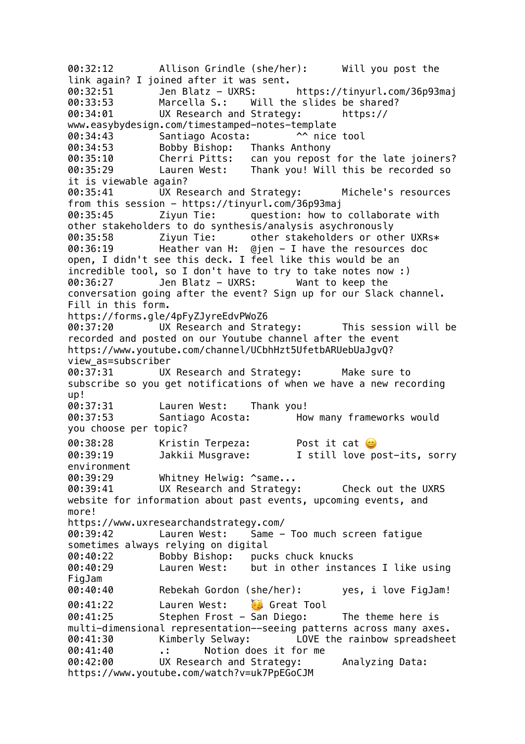00:32:12 Allison Grindle (she/her): Will you post the link again? I joined after it was sent.
00:32:51 Jen Blatz - UXRS: https://tinyurl.com/36p93maj
00:33:53 Marcella S.: Will the slides be shared?
00:34:01 UX Research and Strategy: https://www.easybydesign.com/timestamped-notes-template
00:34:43 Santiago Acosta: ^^ nice tool
00:34:53 Bobby Bishop: Thanks Anthony
00:35:10 Cherri Pitts: can you repost for the late joiners?
00:35:29 Lauren West: Thank you! Will this be recorded so it is viewable again?
00:35:41 UX Research and Strategy: Michele's resources from this session - https://tinyurl.com/36p93maj
00:35:45 Ziyun Tie: question: how to collaborate with other stakeholders to do synthesis/analysis asychronously
00:35:58 Ziyun Tie: other stakeholders or other UXRs*
00:36:19 Heather van H: @jen - I have the resources doc open, I didn't see this deck. I feel like this would be an incredible tool, so I don't have to try to take notes now :)
00:36:27 Jen Blatz - UXRS: Want to keep the conversation going after the event? Sign up for our Slack channel. Fill in this form.
https://forms.gle/4pFyZJyreEdvPWoZ6
00:37:20 UX Research and Strategy: This session will be recorded and posted on our Youtube channel after the event
https://www.youtube.com/channel/UCbhHzt5UfetbARUebUaJgvQ?view_as=subscriber
00:37:31 UX Research and Strategy: Make sure to subscribe so you get notifications of when we have a new recording up!
00:37:31 Lauren West: Thank you!
00:37:53 Santiago Acosta: How many frameworks would you choose per topic?
00:38:28 Kristin Terpeza: Post it cat 😄
00:39:19 Jakkii Musgrave: I still love post-its, sorry environment
00:39:29 Whitney Helwig: ^same...
00:39:41 UX Research and Strategy: Check out the UXRS website for information about past events, upcoming events, and more!
https://www.uxresearchandstrategy.com/
00:39:42 Lauren West: Same - Too much screen fatigue sometimes always relying on digital
00:40:22 Bobby Bishop: pucks chuck knucks
00:40:29 Lauren West: but in other instances I like using FigJam
00:40:40 Rebekah Gordon (she/her): yes, i love FigJam!
00:41:22 Lauren West: 🥳 Great Tool
00:41:25 Stephen Frost - San Diego: The theme here is multi-dimensional representation--seeing patterns across many axes.
00:41:30 Kimberly Selway: LOVE the rainbow spreadsheet
00:41:40 .: Notion does it for me
00:42:00 UX Research and Strategy: Analyzing Data:
https://www.youtube.com/watch?v=uk7PpEGoCJM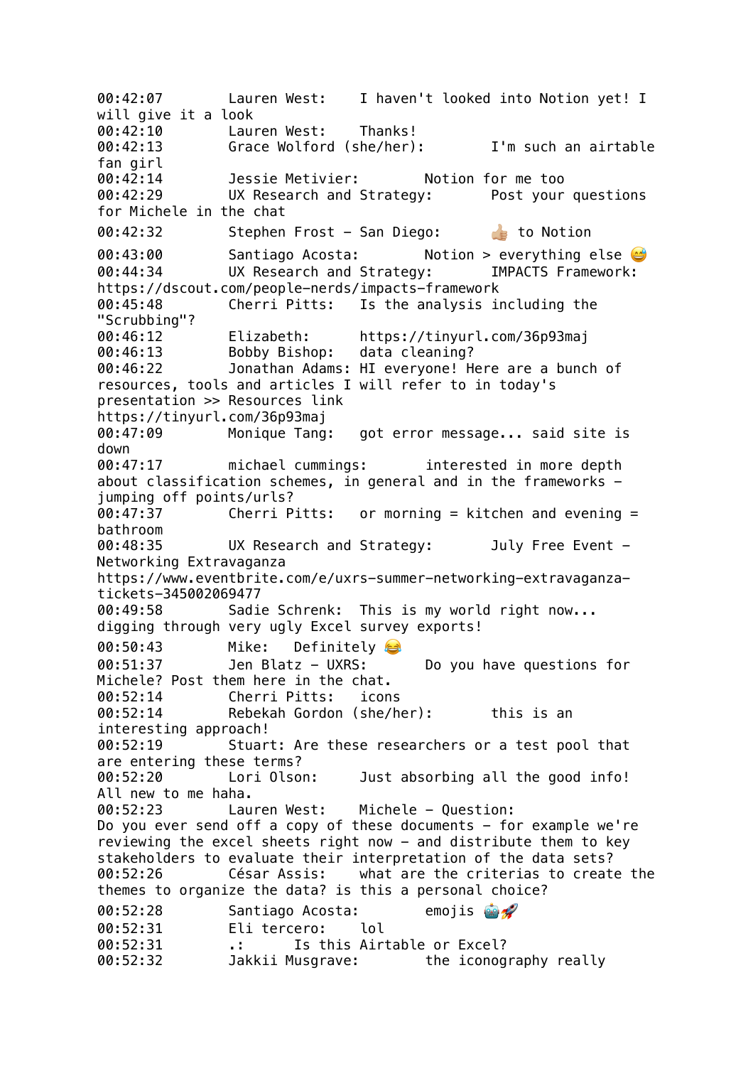00:42:07	Lauren West:	I haven't looked into Notion yet! I will give it a look
00:42:10	Lauren West:	Thanks!
00:42:13	Grace Wolford (she/her):	I'm such an airtable fan girl
00:42:14	Jessie Metivier:	Notion for me too
00:42:29	UX Research and Strategy:	Post your questions for Michele in the chat
00:42:32	Stephen Frost - San Diego:	👍🏼 to Notion
00:43:00	Santiago Acosta:	Notion > everything else 😅
00:44:34	UX Research and Strategy:	IMPACTS Framework: https://dscout.com/people-nerds/impacts-framework
00:45:48	Cherri Pitts:	Is the analysis including the "Scrubbing"?
00:46:12	Elizabeth:	https://tinyurl.com/36p93maj
00:46:13	Bobby Bishop:	data cleaning?
00:46:22	Jonathan Adams:	HI everyone! Here are a bunch of resources, tools and articles I will refer to in today's presentation >> Resources link https://tinyurl.com/36p93maj
00:47:09	Monique Tang:	got error message... said site is down
00:47:17	michael cummings:	interested in more depth about classification schemes, in general and in the frameworks - jumping off points/urls?
00:47:37	Cherri Pitts:	or morning = kitchen and evening = bathroom
00:48:35	UX Research and Strategy:	July Free Event - Networking Extravaganza https://www.eventbrite.com/e/uxrs-summer-networking-extravaganza-tickets-345002069477
00:49:58	Sadie Schrenk:	This is my world right now... digging through very ugly Excel survey exports!
00:50:43	Mike:	Definitely 😂
00:51:37	Jen Blatz - UXRS:	Do you have questions for Michele? Post them here in the chat.
00:52:14	Cherri Pitts:	icons
00:52:14	Rebekah Gordon (she/her):	this is an interesting approach!
00:52:19	Stuart: Are these researchers or a test pool that are entering these terms?
00:52:20	Lori Olson:	Just absorbing all the good info! All new to me haha.
00:52:23	Lauren West:	Michele - Question:
Do you ever send off a copy of these documents - for example we're reviewing the excel sheets right now - and distribute them to key stakeholders to evaluate their interpretation of the data sets?
00:52:26	César Assis:	what are the criterias to create the themes to organize the data? is this a personal choice?
00:52:28	Santiago Acosta:	emojis 🤖🚀
00:52:31	Eli tercero:	lol
00:52:31	.:	Is this Airtable or Excel?
00:52:32	Jakkii Musgrave:	the iconography really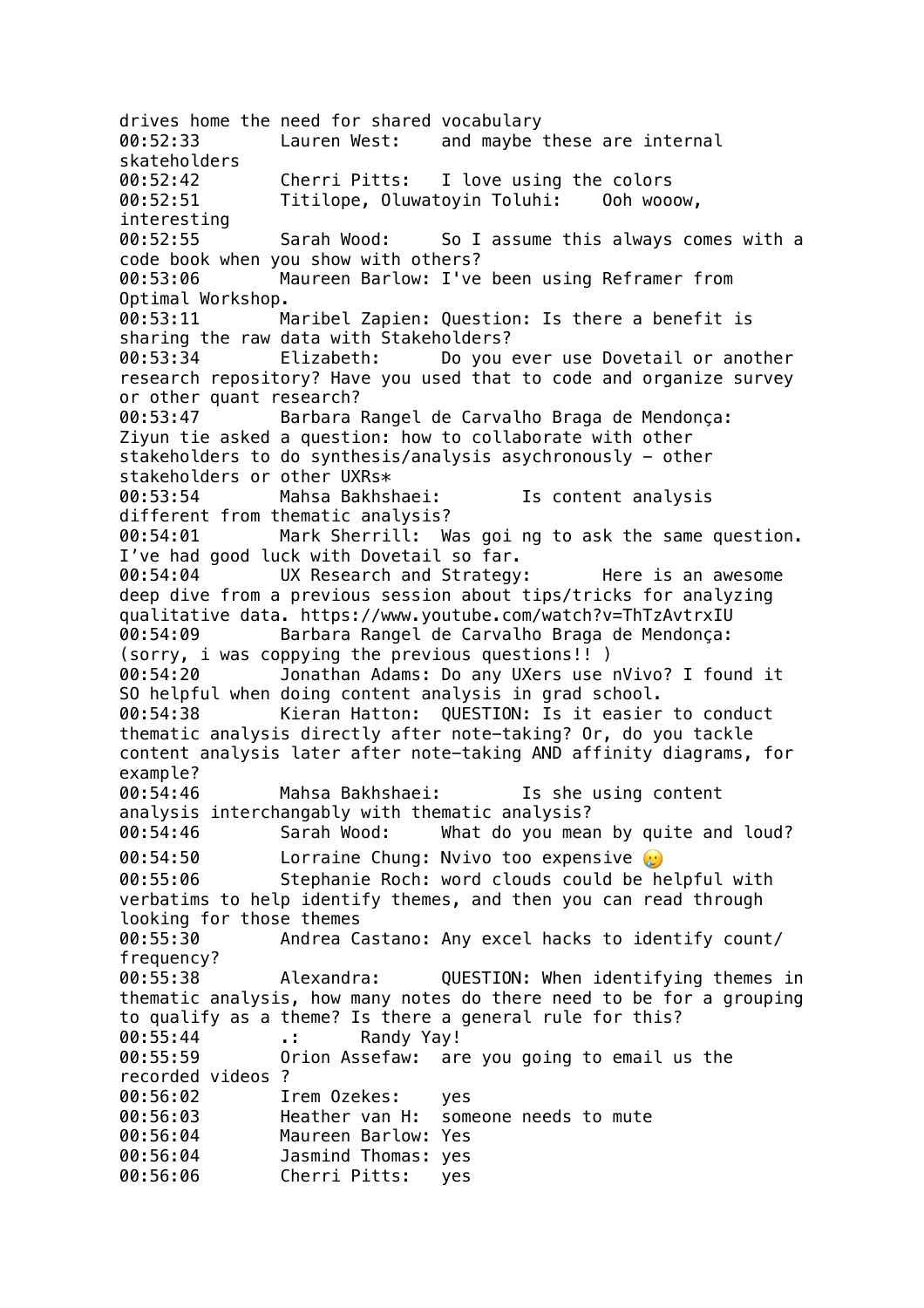drives home the need for shared vocabulary
00:52:33 Lauren West: and maybe these are internal skateholders
00:52:42 Cherri Pitts: I love using the colors
00:52:51 Titilope, Oluwatoyin Toluhi: Ooh wooow, interesting
00:52:55 Sarah Wood: So I assume this always comes with a code book when you show with others?
00:53:06 Maureen Barlow: I've been using Reframer from Optimal Workshop.
00:53:11 Maribel Zapien: Question: Is there a benefit is sharing the raw data with Stakeholders?
00:53:34 Elizabeth: Do you ever use Dovetail or another research repository? Have you used that to code and organize survey or other quant research?
00:53:47 Barbara Rangel de Carvalho Braga de Mendonça: Ziyun tie asked a question: how to collaborate with other stakeholders to do synthesis/analysis asychronously - other stakeholders or other UXRs*
00:53:54 Mahsa Bakhshaei: Is content analysis different from thematic analysis?
00:54:01 Mark Sherrill: Was goi ng to ask the same question. I've had good luck with Dovetail so far.
00:54:04 UX Research and Strategy: Here is an awesome deep dive from a previous session about tips/tricks for analyzing qualitative data. https://www.youtube.com/watch?v=ThTzAvtrxIU
00:54:09 Barbara Rangel de Carvalho Braga de Mendonça: (sorry, i was coppying the previous questions!! )
00:54:20 Jonathan Adams: Do any UXers use nVivo? I found it SO helpful when doing content analysis in grad school.
00:54:38 Kieran Hatton: QUESTION: Is it easier to conduct thematic analysis directly after note-taking? Or, do you tackle content analysis later after note-taking AND affinity diagrams, for example?
00:54:46 Mahsa Bakhshaei: Is she using content analysis interchangably with thematic analysis?
00:54:46 Sarah Wood: What do you mean by quite and loud?
00:54:50 Lorraine Chung: Nvivo too expensive 😢
00:55:06 Stephanie Roch: word clouds could be helpful with verbatims to help identify themes, and then you can read through looking for those themes
00:55:30 Andrea Castano: Any excel hacks to identify count/ frequency?
00:55:38 Alexandra: QUESTION: When identifying themes in thematic analysis, how many notes do there need to be for a grouping to qualify as a theme? Is there a general rule for this?
00:55:44 .: Randy Yay!
00:55:59 Orion Assefaw: are you going to email us the recorded videos ?
00:56:02 Irem Ozekes: yes
00:56:03 Heather van H: someone needs to mute
00:56:04 Maureen Barlow: Yes
00:56:04 Jasmind Thomas: yes
00:56:06 Cherri Pitts: yes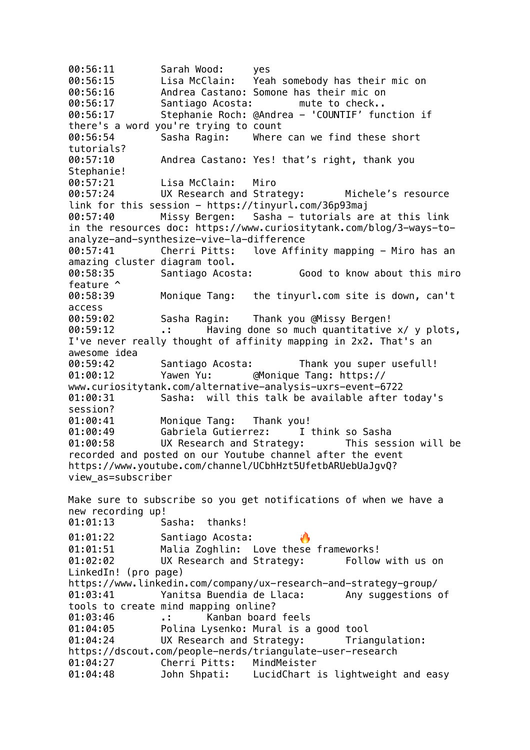00:56:11 Sarah Wood: yes
00:56:15 Lisa McClain: Yeah somebody has their mic on
00:56:16 Andrea Castano: Somone has their mic on
00:56:17 Santiago Acosta: mute to check..
00:56:17 Stephanie Roch: @Andrea - 'COUNTIF' function if there's a word you're trying to count
00:56:54 Sasha Ragin: Where can we find these short tutorials?
00:57:10 Andrea Castano: Yes! that's right, thank you Stephanie!
00:57:21 Lisa McClain: Miro
00:57:24 UX Research and Strategy: Michele's resource link for this session - https://tinyurl.com/36p93maj
00:57:40 Missy Bergen: Sasha - tutorials are at this link in the resources doc: https://www.curiositytank.com/blog/3-ways-to-analyze-and-synthesize-vive-la-difference
00:57:41 Cherri Pitts: love Affinity mapping - Miro has an amazing cluster diagram tool.
00:58:35 Santiago Acosta: Good to know about this miro feature ^
00:58:39 Monique Tang: the tinyurl.com site is down, can't access
00:59:02 Sasha Ragin: Thank you @Missy Bergen!
00:59:12 .: Having done so much quantitative x/ y plots, I've never really thought of affinity mapping in 2x2. That's an awesome idea
00:59:42 Santiago Acosta: Thank you super usefull!
01:00:12 Yawen Yu: @Monique Tang: https://www.curiositytank.com/alternative-analysis-uxrs-event-6722
01:00:31 Sasha: will this talk be available after today's session?
01:00:41 Monique Tang: Thank you!
01:00:49 Gabriela Gutierrez: I think so Sasha
01:00:58 UX Research and Strategy: This session will be recorded and posted on our Youtube channel after the event https://www.youtube.com/channel/UCbhHzt5UfetbARUebUaJgvQ?view_as=subscriber

Make sure to subscribe so you get notifications of when we have a new recording up!
01:01:13 Sasha: thanks!
01:01:22 Santiago Acosta: 🔥
01:01:51 Malia Zoghlin: Love these frameworks!
01:02:02 UX Research and Strategy: Follow with us on LinkedIn! (pro page) https://www.linkedin.com/company/ux-research-and-strategy-group/
01:03:41 Yanitsa Buendia de Llaca: Any suggestions of tools to create mind mapping online?
01:03:46 .: Kanban board feels
01:04:05 Polina Lysenko: Mural is a good tool
01:04:24 UX Research and Strategy: Triangulation: https://dscout.com/people-nerds/triangulate-user-research
01:04:27 Cherri Pitts: MindMeister
01:04:48 John Shpati: LucidChart is lightweight and easy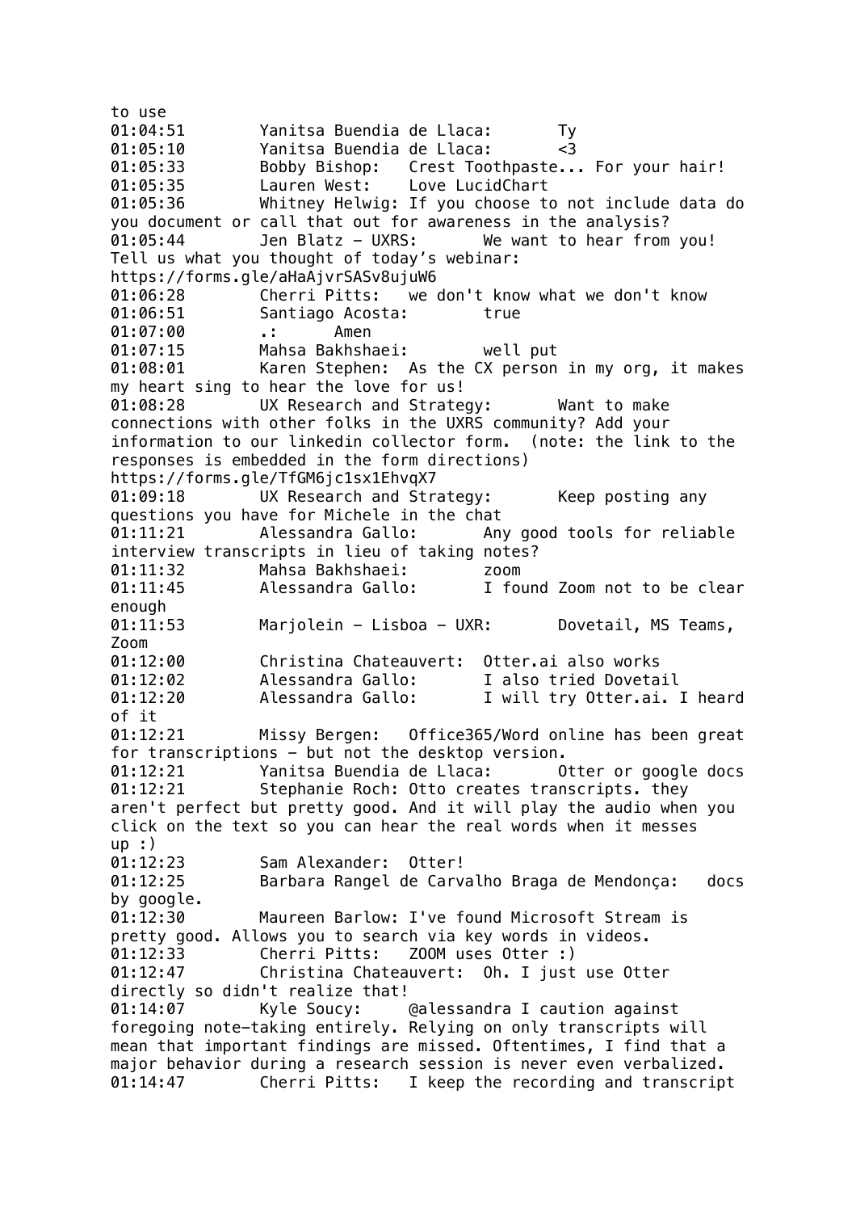to use
01:04:51	Yanitsa Buendia de Llaca:	Ty
01:05:10	Yanitsa Buendia de Llaca:	<3
01:05:33	Bobby Bishop:	Crest Toothpaste... For your hair!
01:05:35	Lauren West:	Love LucidChart
01:05:36	Whitney Helwig: If you choose to not include data do you document or call that out for awareness in the analysis?
01:05:44	Jen Blatz - UXRS:	We want to hear from you! Tell us what you thought of today's webinar: https://forms.gle/aHaAjvrSASv8ujuW6
01:06:28	Cherri Pitts:	we don't know what we don't know
01:06:51	Santiago Acosta:	true
01:07:00	.:	Amen
01:07:15	Mahsa Bakhshaei:	well put
01:08:01	Karen Stephen:	As the CX person in my org, it makes my heart sing to hear the love for us!
01:08:28	UX Research and Strategy:	Want to make connections with other folks in the UXRS community? Add your information to our linkedin collector form.  (note: the link to the responses is embedded in the form directions) https://forms.gle/TfGM6jc1sx1EhvqX7
01:09:18	UX Research and Strategy:	Keep posting any questions you have for Michele in the chat
01:11:21	Alessandra Gallo:	Any good tools for reliable interview transcripts in lieu of taking notes?
01:11:32	Mahsa Bakhshaei:	zoom
01:11:45	Alessandra Gallo:	I found Zoom not to be clear enough
01:11:53	Marjolein - Lisboa - UXR:	Dovetail, MS Teams, Zoom
01:12:00	Christina Chateauvert:	Otter.ai also works
01:12:02	Alessandra Gallo:	I also tried Dovetail
01:12:20	Alessandra Gallo:	I will try Otter.ai. I heard of it
01:12:21	Missy Bergen:	Office365/Word online has been great for transcriptions - but not the desktop version.
01:12:21	Yanitsa Buendia de Llaca:	Otter or google docs
01:12:21	Stephanie Roch: Otto creates transcripts. they aren't perfect but pretty good. And it will play the audio when you click on the text so you can hear the real words when it messes up :)
01:12:23	Sam Alexander:	Otter!
01:12:25	Barbara Rangel de Carvalho Braga de Mendonça:	docs by google.
01:12:30	Maureen Barlow: I've found Microsoft Stream is pretty good. Allows you to search via key words in videos.
01:12:33	Cherri Pitts:	ZOOM uses Otter :)
01:12:47	Christina Chateauvert:	Oh. I just use Otter directly so didn't realize that!
01:14:07	Kyle Soucy:	@alessandra I caution against foregoing note-taking entirely. Relying on only transcripts will mean that important findings are missed. Oftentimes, I find that a major behavior during a research session is never even verbalized.
01:14:47	Cherri Pitts:	I keep the recording and transcript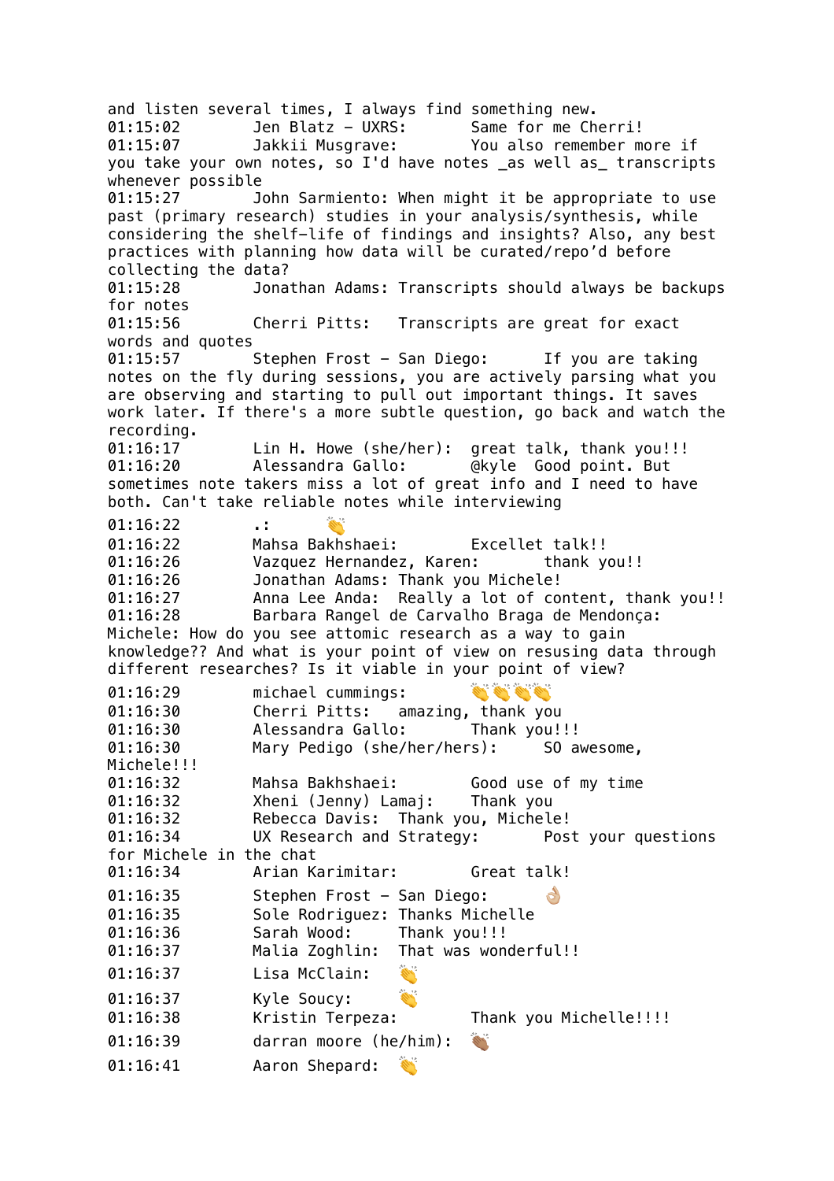and listen several times, I always find something new.
01:15:02 Jen Blatz - UXRS: Same for me Cherri!
01:15:07 Jakkii Musgrave: You also remember more if you take your own notes, so I'd have notes _as well as_ transcripts whenever possible
01:15:27 John Sarmiento: When might it be appropriate to use past (primary research) studies in your analysis/synthesis, while considering the shelf-life of findings and insights? Also, any best practices with planning how data will be curated/repo'd before collecting the data?
01:15:28 Jonathan Adams: Transcripts should always be backups for notes
01:15:56 Cherri Pitts: Transcripts are great for exact words and quotes
01:15:57 Stephen Frost - San Diego: If you are taking notes on the fly during sessions, you are actively parsing what you are observing and starting to pull out important things. It saves work later. If there's a more subtle question, go back and watch the recording.
01:16:17 Lin H. Howe (she/her): great talk, thank you!!!
01:16:20 Alessandra Gallo: @kyle Good point. But sometimes note takers miss a lot of great info and I need to have both. Can't take reliable notes while interviewing
01:16:22 .: 👏
01:16:22 Mahsa Bakhshaei: Excellet talk!!
01:16:26 Vazquez Hernandez, Karen: thank you!!
01:16:26 Jonathan Adams: Thank you Michele!
01:16:27 Anna Lee Anda: Really a lot of content, thank you!!
01:16:28 Barbara Rangel de Carvalho Braga de Mendonça: Michele: How do you see attomic research as a way to gain knowledge?? And what is your point of view on resusing data through different researches? Is it viable in your point of view?
01:16:29 michael cummings: 👏👏👏👏
01:16:30 Cherri Pitts: amazing, thank you
01:16:30 Alessandra Gallo: Thank you!!!
01:16:30 Mary Pedigo (she/her/hers): SO awesome, Michele!!!
01:16:32 Mahsa Bakhshaei: Good use of my time
01:16:32 Xheni (Jenny) Lamaj: Thank you
01:16:32 Rebecca Davis: Thank you, Michele!
01:16:34 UX Research and Strategy: Post your questions for Michele in the chat
01:16:34 Arian Karimitar: Great talk!
01:16:35 Stephen Frost - San Diego: 👌🏼
01:16:35 Sole Rodriguez: Thanks Michelle
01:16:36 Sarah Wood: Thank you!!!
01:16:37 Malia Zoghlin: That was wonderful!!
01:16:37 Lisa McClain: 👏
01:16:37 Kyle Soucy: 👏
01:16:38 Kristin Terpeza: Thank you Michelle!!!!
01:16:39 darran moore (he/him): 👏🏾
01:16:41 Aaron Shepard: 👏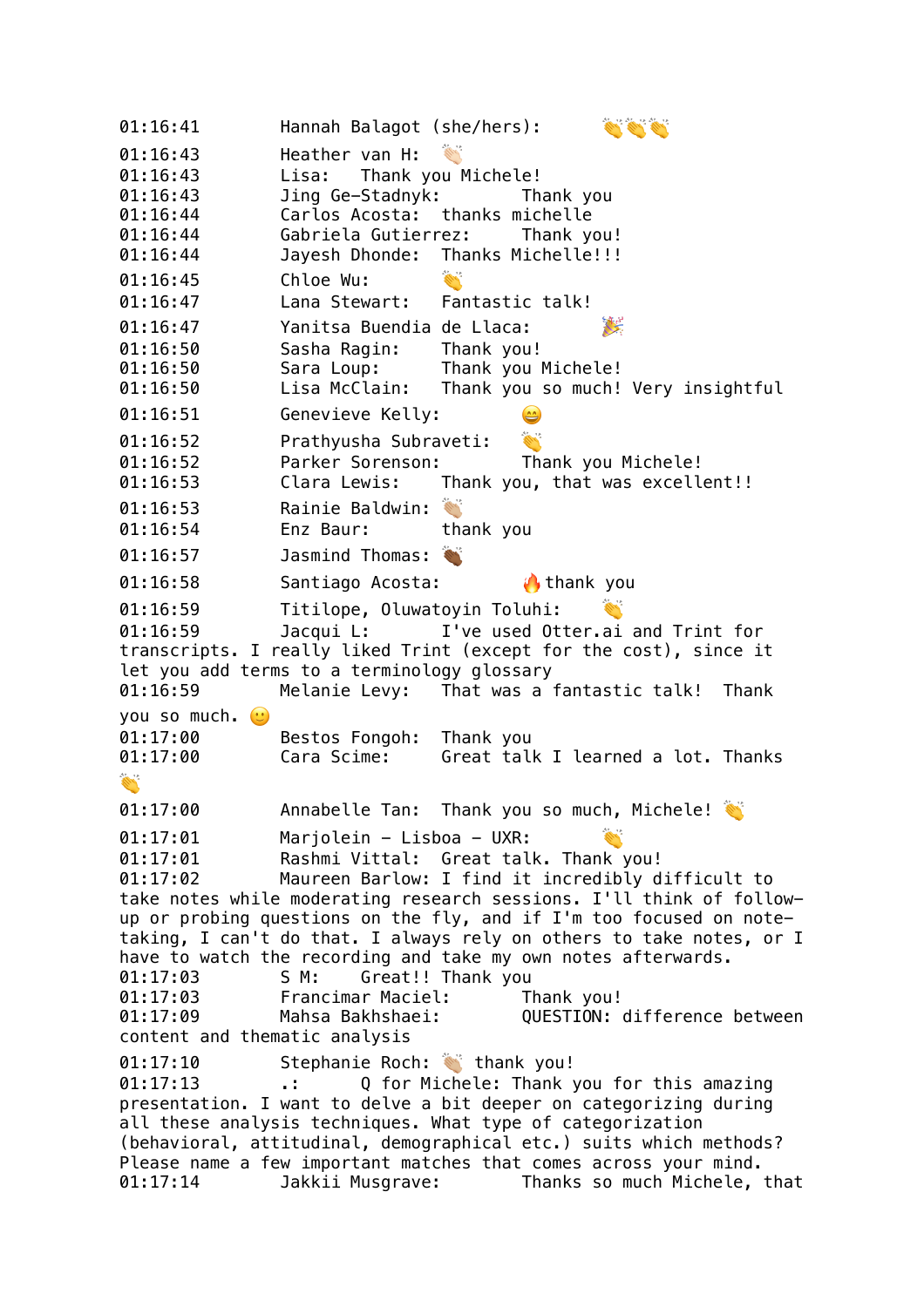01:16:41	Hannah Balagot (she/hers):	👏👏👏
01:16:43	Heather van H:	👏🏻
01:16:43	Lisa:	Thank you Michele!
01:16:43	Jing Ge-Stadnyk:	Thank you
01:16:44	Carlos Acosta:	thanks michelle
01:16:44	Gabriela Gutierrez:	Thank you!
01:16:44	Jayesh Dhonde:	Thanks Michelle!!!
01:16:45	Chloe Wu:	👏
01:16:47	Lana Stewart:	Fantastic talk!
01:16:47	Yanitsa Buendia de Llaca:	🎉
01:16:50	Sasha Ragin:	Thank you!
01:16:50	Sara Loup:	Thank you Michele!
01:16:50	Lisa McClain:	Thank you so much! Very insightful
01:16:51	Genevieve Kelly:	😄
01:16:52	Prathyusha Subraveti:	👏
01:16:52	Parker Sorenson:	Thank you Michele!
01:16:53	Clara Lewis:	Thank you, that was excellent!!
01:16:53	Rainie Baldwin:	👏🏼
01:16:54	Enz Baur:	thank you
01:16:57	Jasmind Thomas:	👏🏾
01:16:58	Santiago Acosta:	🔥thank you
01:16:59	Titilope, Oluwatoyin Toluhi:	👏
01:16:59	Jacqui L:	I've used Otter.ai and Trint for transcripts. I really liked Trint (except for the cost), since it let you add terms to a terminology glossary
01:16:59	Melanie Levy:	That was a fantastic talk!  Thank you so much. 🙂
01:17:00	Bestos Fongoh:	Thank you
01:17:00	Cara Scime:	Great talk I learned a lot. Thanks 👏
01:17:00	Annabelle Tan:	Thank you so much, Michele! 👏
01:17:01	Marjolein - Lisboa - UXR:	👏
01:17:01	Rashmi Vittal:	Great talk. Thank you!
01:17:02	Maureen Barlow:	I find it incredibly difficult to take notes while moderating research sessions. I'll think of follow-up or probing questions on the fly, and if I'm too focused on note-taking, I can't do that. I always rely on others to take notes, or I have to watch the recording and take my own notes afterwards.
01:17:03	S M:	Great!! Thank you
01:17:03	Francimar Maciel:	Thank you!
01:17:09	Mahsa Bakhshaei:	QUESTION: difference between content and thematic analysis
01:17:10	Stephanie Roch:	👏🏼 thank you!
01:17:13	.:	Q for Michele: Thank you for this amazing presentation. I want to delve a bit deeper on categorizing during all these analysis techniques. What type of categorization (behavioral, attitudinal, demographical etc.) suits which methods? Please name a few important matches that comes across your mind.
01:17:14	Jakkii Musgrave:	Thanks so much Michele, that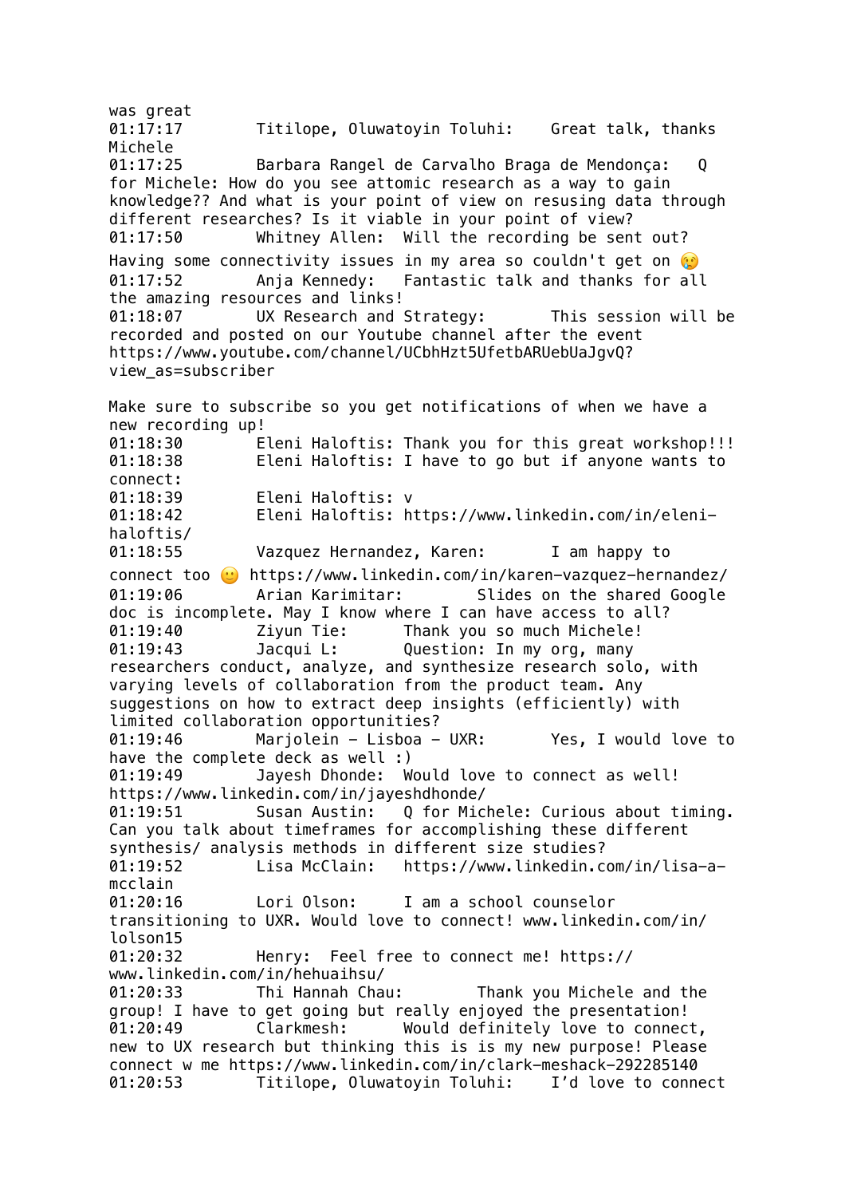was great
01:17:17	Titilope, Oluwatoyin Toluhi:	Great talk, thanks Michele
01:17:25	Barbara Rangel de Carvalho Braga de Mendonça:	Q for Michele: How do you see attomic research as a way to gain knowledge?? And what is your point of view on resusing data through different researches? Is it viable in your point of view?
01:17:50	Whitney Allen:	Will the recording be sent out? Having some connectivity issues in my area so couldn't get on 😢
01:17:52	Anja Kennedy:	Fantastic talk and thanks for all the amazing resources and links!
01:18:07	UX Research and Strategy:	This session will be recorded and posted on our Youtube channel after the event https://www.youtube.com/channel/UCbhHzt5UfetbARUebUaJgvQ?view_as=subscriber

Make sure to subscribe so you get notifications of when we have a new recording up!
01:18:30	Eleni Haloftis: Thank you for this great workshop!!!
01:18:38	Eleni Haloftis: I have to go but if anyone wants to connect:
01:18:39	Eleni Haloftis: v
01:18:42	Eleni Haloftis: https://www.linkedin.com/in/eleni-haloftis/
01:18:55	Vazquez Hernandez, Karen:	I am happy to connect too 🙂 https://www.linkedin.com/in/karen-vazquez-hernandez/
01:19:06	Arian Karimitar:	Slides on the shared Google doc is incomplete. May I know where I can have access to all?
01:19:40	Ziyun Tie:	Thank you so much Michele!
01:19:43	Jacqui L:	Question: In my org, many researchers conduct, analyze, and synthesize research solo, with varying levels of collaboration from the product team. Any suggestions on how to extract deep insights (efficiently) with limited collaboration opportunities?
01:19:46	Marjolein - Lisboa - UXR:	Yes, I would love to have the complete deck as well :)
01:19:49	Jayesh Dhonde:	Would love to connect as well! https://www.linkedin.com/in/jayeshdhonde/
01:19:51	Susan Austin:	Q for Michele: Curious about timing. Can you talk about timeframes for accomplishing these different synthesis/ analysis methods in different size studies?
01:19:52	Lisa McClain:	https://www.linkedin.com/in/lisa-a-mcclain
01:20:16	Lori Olson:	I am a school counselor transitioning to UXR. Would love to connect! www.linkedin.com/in/lolson15
01:20:32	Henry:	Feel free to connect me! https://www.linkedin.com/in/hehuaihsu/
01:20:33	Thi Hannah Chau:	Thank you Michele and the group! I have to get going but really enjoyed the presentation!
01:20:49	Clarkmesh:	Would definitely love to connect, new to UX research but thinking this is is my new purpose! Please connect w me https://www.linkedin.com/in/clark-meshack-292285140
01:20:53	Titilope, Oluwatoyin Toluhi:	I'd love to connect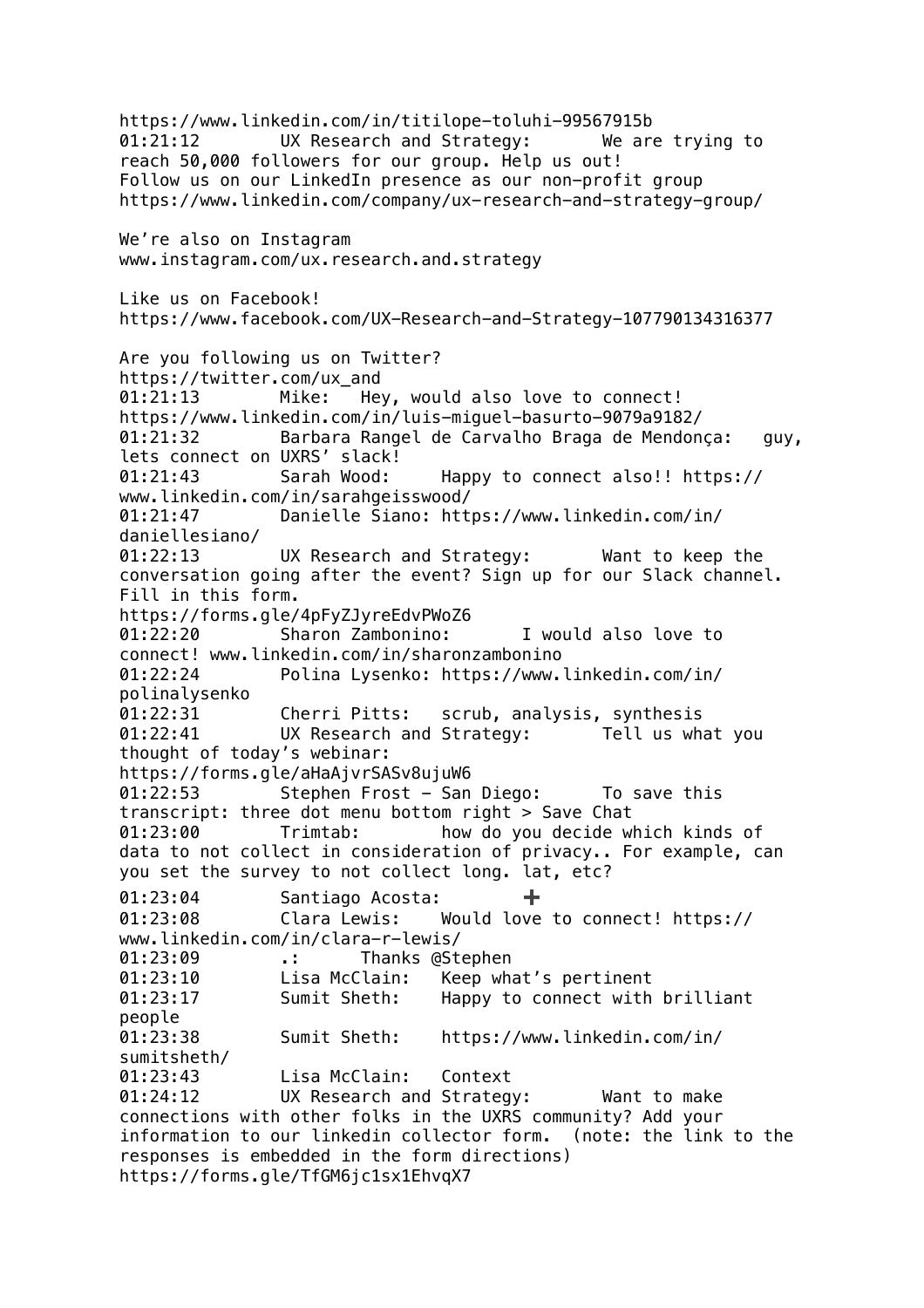https://www.linkedin.com/in/titilope-toluhi-99567915b
01:21:12	UX Research and Strategy:	We are trying to reach 50,000 followers for our group. Help us out!
Follow us on our LinkedIn presence as our non-profit group
https://www.linkedin.com/company/ux-research-and-strategy-group/

We're also on Instagram
www.instagram.com/ux.research.and.strategy

Like us on Facebook!
https://www.facebook.com/UX-Research-and-Strategy-107790134316377

Are you following us on Twitter?
https://twitter.com/ux_and
01:21:13	Mike:	Hey, would also love to connect! https://www.linkedin.com/in/luis-miguel-basurto-9079a9182/
01:21:32	Barbara Rangel de Carvalho Braga de Mendonça:	guy, lets connect on UXRS' slack!
01:21:43	Sarah Wood:	Happy to connect also!! https://www.linkedin.com/in/sarahgeisswood/
01:21:47	Danielle Siano: https://www.linkedin.com/in/daniellesiano/
01:22:13	UX Research and Strategy:	Want to keep the conversation going after the event? Sign up for our Slack channel. Fill in this form.
https://forms.gle/4pFyZJyreEdvPWoZ6
01:22:20	Sharon Zambonino:	I would also love to connect! www.linkedin.com/in/sharonzambonino
01:22:24	Polina Lysenko: https://www.linkedin.com/in/polinalysenko
01:22:31	Cherri Pitts:	scrub, analysis, synthesis
01:22:41	UX Research and Strategy:	Tell us what you thought of today's webinar:
https://forms.gle/aHaAjvrSASv8ujuW6
01:22:53	Stephen Frost - San Diego:	To save this transcript: three dot menu bottom right > Save Chat
01:23:00	Trimtab:	how do you decide which kinds of data to not collect in consideration of privacy.. For example, can you set the survey to not collect long. lat, etc?
01:23:04	Santiago Acosta:	➕
01:23:08	Clara Lewis:	Would love to connect! https://www.linkedin.com/in/clara-r-lewis/
01:23:09	.:	Thanks @Stephen
01:23:10	Lisa McClain:	Keep what's pertinent
01:23:17	Sumit Sheth:	Happy to connect with brilliant people
01:23:38	Sumit Sheth:	https://www.linkedin.com/in/sumitsheth/
01:23:43	Lisa McClain:	Context
01:24:12	UX Research and Strategy:	Want to make connections with other folks in the UXRS community? Add your information to our linkedin collector form. (note: the link to the responses is embedded in the form directions)
https://forms.gle/TfGM6jc1sx1EhvqX7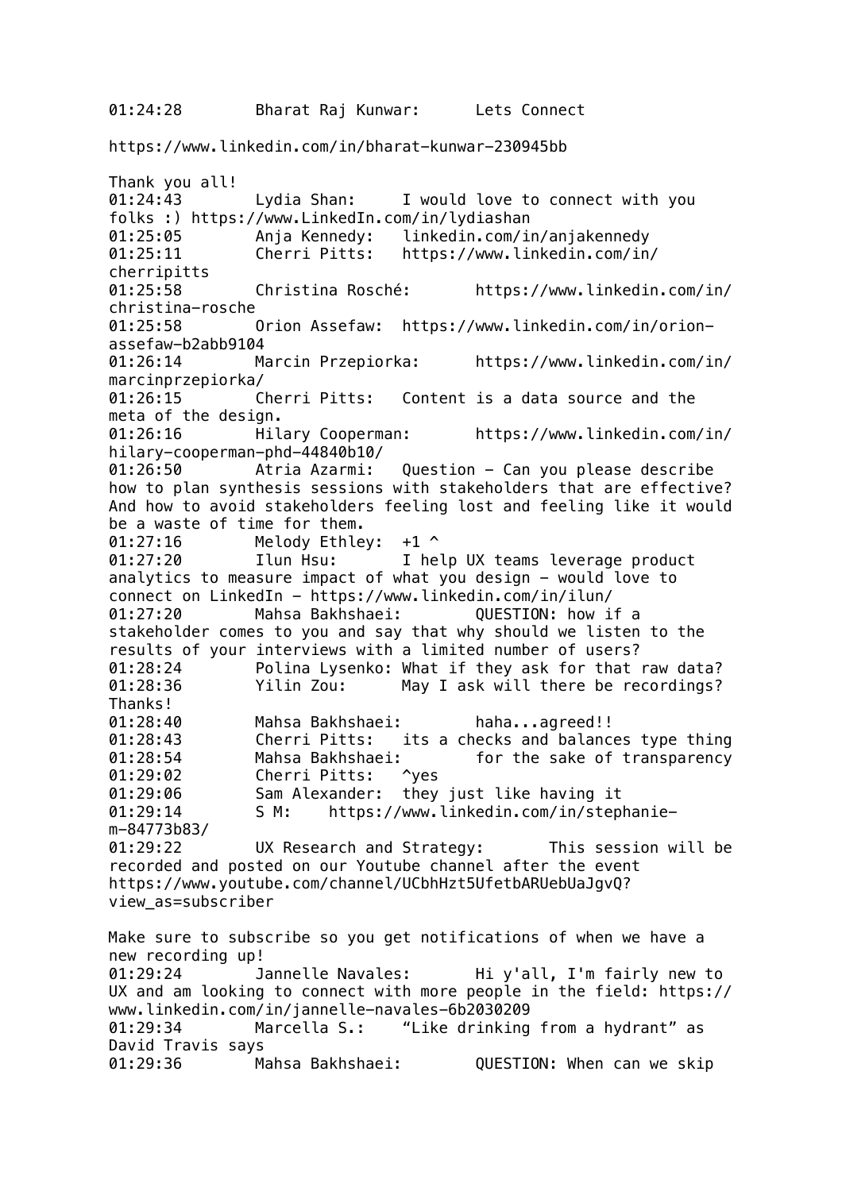01:24:28	Bharat Raj Kunwar:	Lets Connect

https://www.linkedin.com/in/bharat-kunwar-230945bb

Thank you all!
01:24:43	Lydia Shan:	I would love to connect with you folks :) https://www.LinkedIn.com/in/lydiashan
01:25:05	Anja Kennedy:	linkedin.com/in/anjakennedy
01:25:11	Cherri Pitts:	https://www.linkedin.com/in/cherripitts
01:25:58	Christina Rosché:	https://www.linkedin.com/in/christina-rosche
01:25:58	Orion Assefaw:	https://www.linkedin.com/in/orion-assefaw-b2abb9104
01:26:14	Marcin Przepiorka:	https://www.linkedin.com/in/marcinprzepiorka/
01:26:15	Cherri Pitts:	Content is a data source and the meta of the design.
01:26:16	Hilary Cooperman:	https://www.linkedin.com/in/hilary-cooperman-phd-44840b10/
01:26:50	Atria Azarmi:	Question - Can you please describe how to plan synthesis sessions with stakeholders that are effective? And how to avoid stakeholders feeling lost and feeling like it would be a waste of time for them.
01:27:16	Melody Ethley:	+1 ^
01:27:20	Ilun Hsu:	I help UX teams leverage product analytics to measure impact of what you design - would love to connect on LinkedIn - https://www.linkedin.com/in/ilun/
01:27:20	Mahsa Bakhshaei:	QUESTION: how if a stakeholder comes to you and say that why should we listen to the results of your interviews with a limited number of users?
01:28:24	Polina Lysenko: What if they ask for that raw data?
01:28:36	Yilin Zou:	May I ask will there be recordings? Thanks!
01:28:40	Mahsa Bakhshaei:	haha...agreed!!
01:28:43	Cherri Pitts:	its a checks and balances type thing
01:28:54	Mahsa Bakhshaei:	for the sake of transparency
01:29:02	Cherri Pitts:	^yes
01:29:06	Sam Alexander:	they just like having it
01:29:14	S M:	https://www.linkedin.com/in/stephanie-m-84773b83/
01:29:22	UX Research and Strategy:	This session will be recorded and posted on our Youtube channel after the event https://www.youtube.com/channel/UCbhHzt5UfetbARUebUaJgvQ?view_as=subscriber

Make sure to subscribe so you get notifications of when we have a new recording up!
01:29:24	Jannelle Navales:	Hi y'all, I'm fairly new to UX and am looking to connect with more people in the field: https://www.linkedin.com/in/jannelle-navales-6b2030209
01:29:34	Marcella S.:	“Like drinking from a hydrant” as David Travis says
01:29:36	Mahsa Bakhshaei:	QUESTION: When can we skip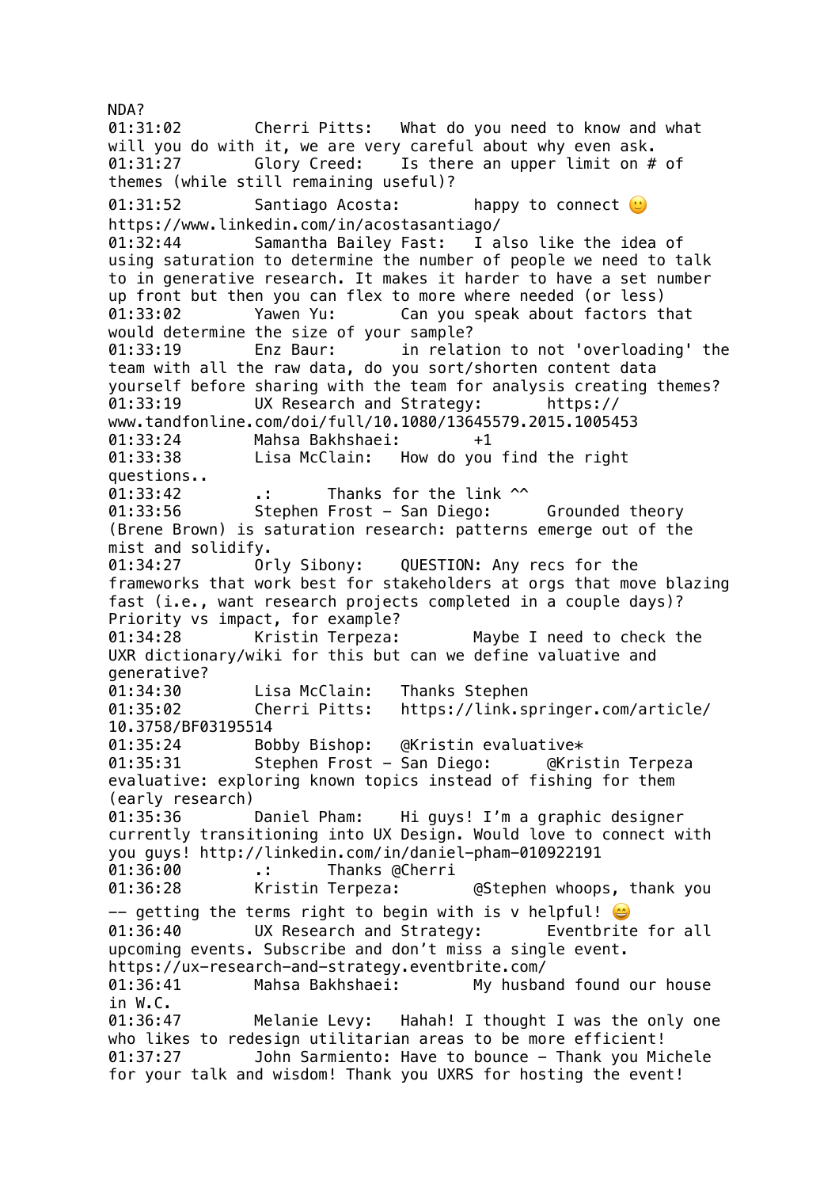NDA?
01:31:02 Cherri Pitts: What do you need to know and what will you do with it, we are very careful about why even ask.
01:31:27 Glory Creed: Is there an upper limit on # of themes (while still remaining useful)?
01:31:52 Santiago Acosta: happy to connect 🙂 https://www.linkedin.com/in/acostasantiago/
01:32:44 Samantha Bailey Fast: I also like the idea of using saturation to determine the number of people we need to talk to in generative research. It makes it harder to have a set number up front but then you can flex to more where needed (or less)
01:33:02 Yawen Yu: Can you speak about factors that would determine the size of your sample?
01:33:19 Enz Baur: in relation to not 'overloading' the team with all the raw data, do you sort/shorten content data yourself before sharing with the team for analysis creating themes?
01:33:19 UX Research and Strategy: https://www.tandfonline.com/doi/full/10.1080/13645579.2015.1005453
01:33:24 Mahsa Bakhshaei: +1
01:33:38 Lisa McClain: How do you find the right questions..
01:33:42 .: Thanks for the link ^^
01:33:56 Stephen Frost - San Diego: Grounded theory (Brene Brown) is saturation research: patterns emerge out of the mist and solidify.
01:34:27 Orly Sibony: QUESTION: Any recs for the frameworks that work best for stakeholders at orgs that move blazing fast (i.e., want research projects completed in a couple days)? Priority vs impact, for example?
01:34:28 Kristin Terpeza: Maybe I need to check the UXR dictionary/wiki for this but can we define valuative and generative?
01:34:30 Lisa McClain: Thanks Stephen
01:35:02 Cherri Pitts: https://link.springer.com/article/10.3758/BF03195514
01:35:24 Bobby Bishop: @Kristin evaluative*
01:35:31 Stephen Frost - San Diego: @Kristin Terpeza evaluative: exploring known topics instead of fishing for them (early research)
01:35:36 Daniel Pham: Hi guys! I'm a graphic designer currently transitioning into UX Design. Would love to connect with you guys! http://linkedin.com/in/daniel-pham-010922191
01:36:00 .: Thanks @Cherri
01:36:28 Kristin Terpeza: @Stephen whoops, thank you -- getting the terms right to begin with is v helpful! 😄
01:36:40 UX Research and Strategy: Eventbrite for all upcoming events. Subscribe and don't miss a single event. https://ux-research-and-strategy.eventbrite.com/
01:36:41 Mahsa Bakhshaei: My husband found our house in W.C.
01:36:47 Melanie Levy: Hahah! I thought I was the only one who likes to redesign utilitarian areas to be more efficient!
01:37:27 John Sarmiento: Have to bounce - Thank you Michele for your talk and wisdom! Thank you UXRS for hosting the event!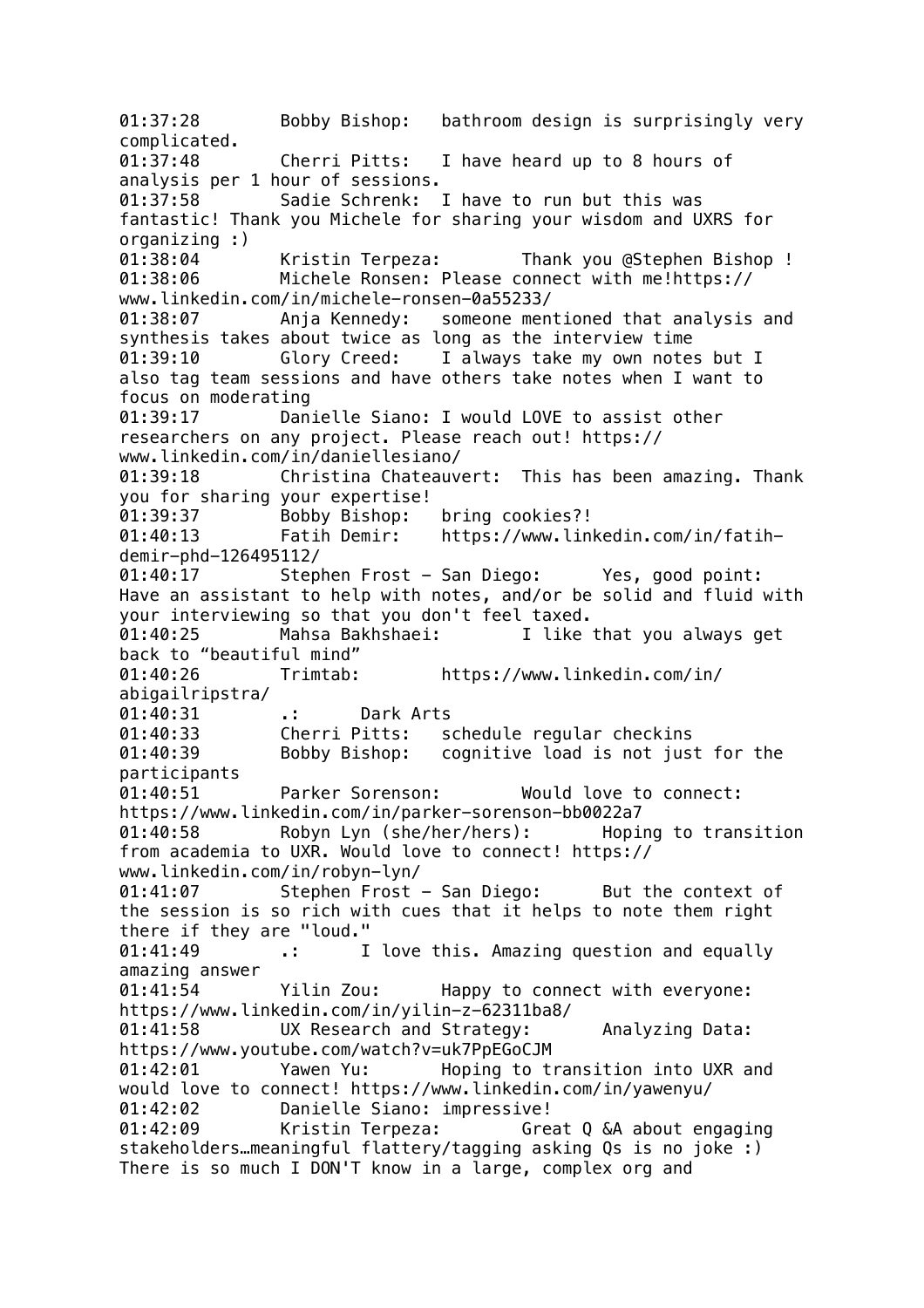01:37:28	Bobby Bishop:	bathroom design is surprisingly very complicated.
01:37:48	Cherri Pitts:	I have heard up to 8 hours of analysis per 1 hour of sessions.
01:37:58	Sadie Schrenk:	I have to run but this was fantastic! Thank you Michele for sharing your wisdom and UXRS for organizing :)
01:38:04	Kristin Terpeza:	Thank you @Stephen Bishop !
01:38:06	Michele Ronsen: Please connect with me!https://www.linkedin.com/in/michele-ronsen-0a55233/
01:38:07	Anja Kennedy:	someone mentioned that analysis and synthesis takes about twice as long as the interview time
01:39:10	Glory Creed:	I always take my own notes but I also tag team sessions and have others take notes when I want to focus on moderating
01:39:17	Danielle Siano: I would LOVE to assist other researchers on any project. Please reach out! https://www.linkedin.com/in/daniellesiano/
01:39:18	Christina Chateauvert:	This has been amazing. Thank you for sharing your expertise!
01:39:37	Bobby Bishop:	bring cookies?!
01:40:13	Fatih Demir:	https://www.linkedin.com/in/fatih-demir-phd-126495112/
01:40:17	Stephen Frost - San Diego:	Yes, good point: Have an assistant to help with notes, and/or be solid and fluid with your interviewing so that you don't feel taxed.
01:40:25	Mahsa Bakhshaei:	I like that you always get back to “beautiful mind”
01:40:26	Trimtab:	https://www.linkedin.com/in/abigailripstra/
01:40:31	.:	Dark Arts
01:40:33	Cherri Pitts:	schedule regular checkins
01:40:39	Bobby Bishop:	cognitive load is not just for the participants
01:40:51	Parker Sorenson:	Would love to connect: https://www.linkedin.com/in/parker-sorenson-bb0022a7
01:40:58	Robyn Lyn (she/her/hers):	Hoping to transition from academia to UXR. Would love to connect! https://www.linkedin.com/in/robyn-lyn/
01:41:07	Stephen Frost - San Diego:	But the context of the session is so rich with cues that it helps to note them right there if they are "loud."
01:41:49	.:	I love this. Amazing question and equally amazing answer
01:41:54	Yilin Zou:	Happy to connect with everyone: https://www.linkedin.com/in/yilin-z-62311ba8/
01:41:58	UX Research and Strategy:	Analyzing Data: https://www.youtube.com/watch?v=uk7PpEGoCJM
01:42:01	Yawen Yu:	Hoping to transition into UXR and would love to connect! https://www.linkedin.com/in/yawenyu/
01:42:02	Danielle Siano: impressive!
01:42:09	Kristin Terpeza:	Great Q &A about engaging stakeholders…meaningful flattery/tagging asking Qs is no joke :) There is so much I DON'T know in a large, complex org and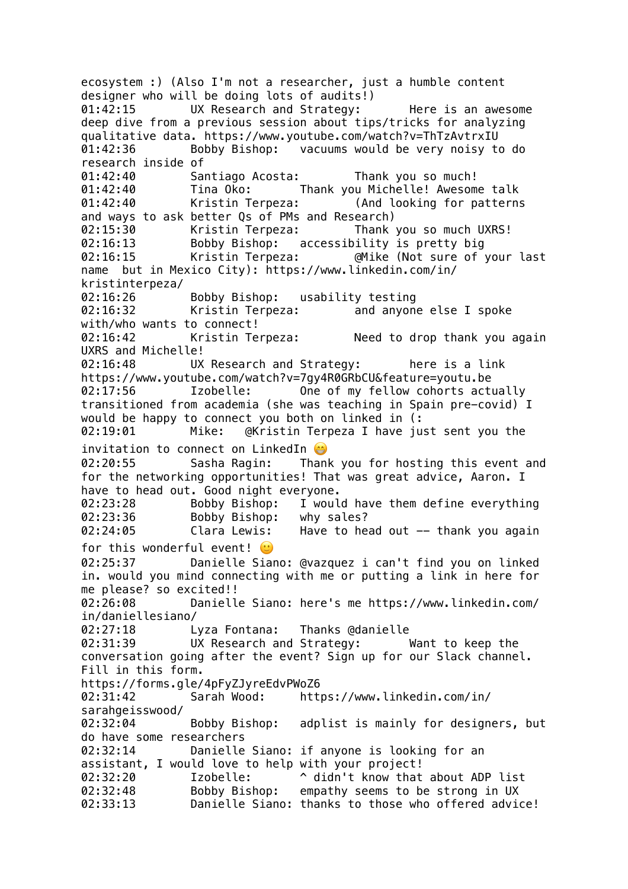ecosystem :) (Also I'm not a researcher, just a humble content designer who will be doing lots of audits!)
01:42:15 UX Research and Strategy: Here is an awesome deep dive from a previous session about tips/tricks for analyzing qualitative data. https://www.youtube.com/watch?v=ThTzAvtrxIU
01:42:36 Bobby Bishop: vacuums would be very noisy to do research inside of
01:42:40 Santiago Acosta: Thank you so much!
01:42:40 Tina Oko: Thank you Michelle! Awesome talk
01:42:40 Kristin Terpeza: (And looking for patterns and ways to ask better Qs of PMs and Research)
02:15:30 Kristin Terpeza: Thank you so much UXRS!
02:16:13 Bobby Bishop: accessibility is pretty big
02:16:15 Kristin Terpeza: @Mike (Not sure of your last name but in Mexico City): https://www.linkedin.com/in/kristinterpeza/
02:16:26 Bobby Bishop: usability testing
02:16:32 Kristin Terpeza: and anyone else I spoke with/who wants to connect!
02:16:42 Kristin Terpeza: Need to drop thank you again UXRS and Michelle!
02:16:48 UX Research and Strategy: here is a link https://www.youtube.com/watch?v=7gy4R0GRbCU&feature=youtu.be
02:17:56 Izobelle: One of my fellow cohorts actually transitioned from academia (she was teaching in Spain pre-covid) I would be happy to connect you both on linked in (:
02:19:01 Mike: @Kristin Terpeza I have just sent you the invitation to connect on LinkedIn 😁
02:20:55 Sasha Ragin: Thank you for hosting this event and for the networking opportunities! That was great advice, Aaron. I have to head out. Good night everyone.
02:23:28 Bobby Bishop: I would have them define everything
02:23:36 Bobby Bishop: why sales?
02:24:05 Clara Lewis: Have to head out -- thank you again for this wonderful event! 🙂
02:25:37 Danielle Siano: @vazquez i can't find you on linked in. would you mind connecting with me or putting a link in here for me please? so excited!!
02:26:08 Danielle Siano: here's me https://www.linkedin.com/in/daniellesiano/
02:27:18 Lyza Fontana: Thanks @danielle
02:31:39 UX Research and Strategy: Want to keep the conversation going after the event? Sign up for our Slack channel. Fill in this form. https://forms.gle/4pFyZJyreEdvPWoZ6
02:31:42 Sarah Wood: https://www.linkedin.com/in/sarahgeisswood/
02:32:04 Bobby Bishop: adplist is mainly for designers, but do have some researchers
02:32:14 Danielle Siano: if anyone is looking for an assistant, I would love to help with your project!
02:32:20 Izobelle: ^ didn't know that about ADP list
02:32:48 Bobby Bishop: empathy seems to be strong in UX
02:33:13 Danielle Siano: thanks to those who offered advice!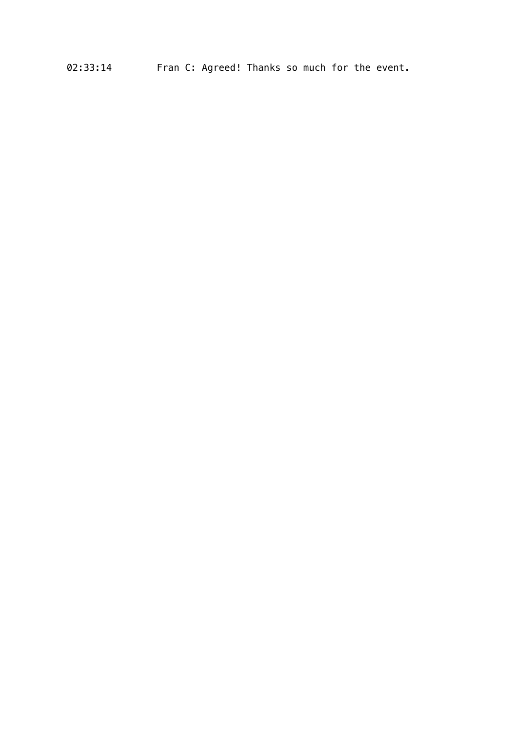02:33:14 Fran C: Agreed! Thanks so much for the event.